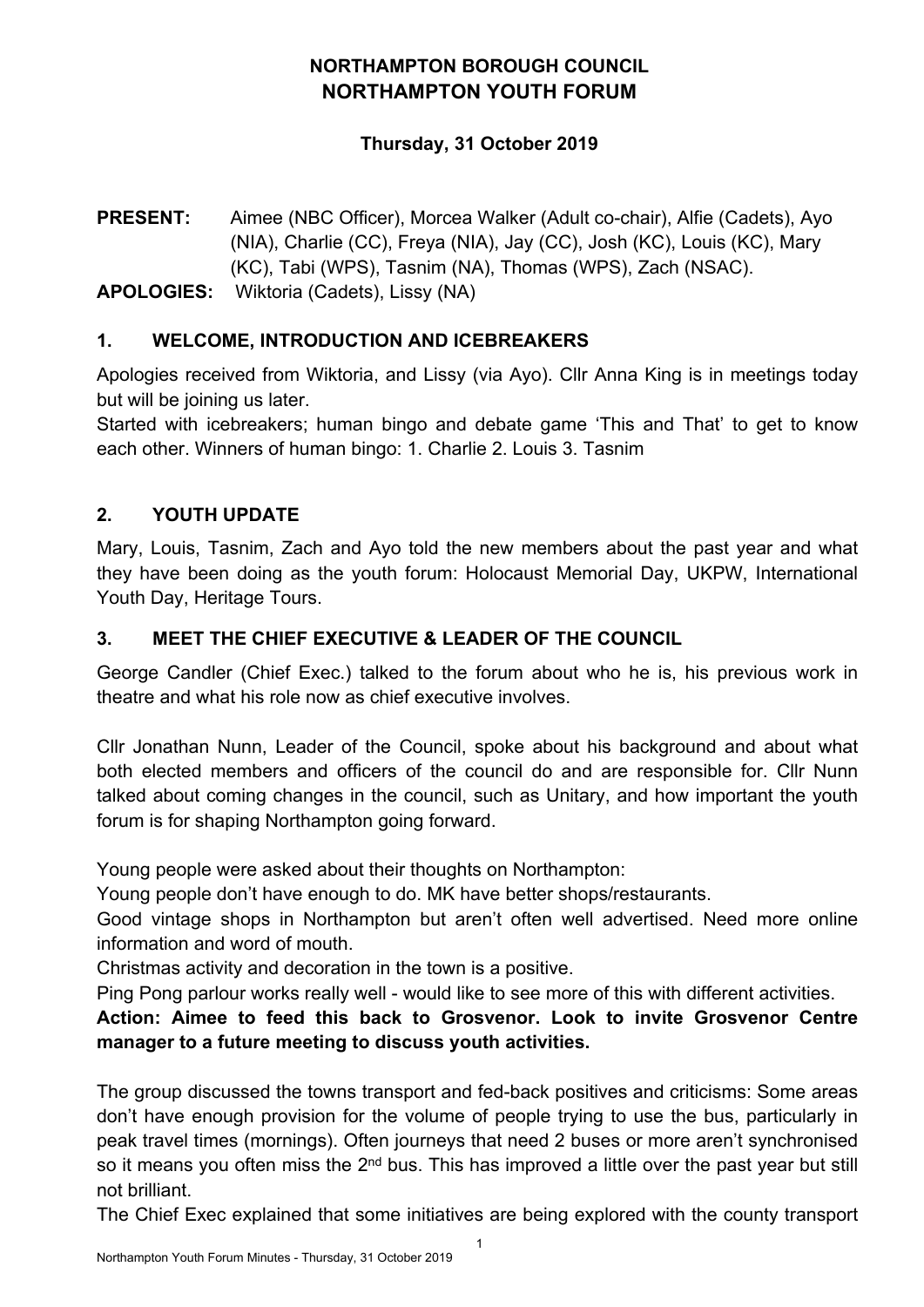**NORTHAMPTON BOROUGH COUNCIL**
**NORTHAMPTON YOUTH FORUM**

**Thursday, 31 October 2019**

**PRESENT:** Aimee (NBC Officer), Morcea Walker (Adult co-chair), Alfie (Cadets), Ayo (NIA), Charlie (CC), Freya (NIA), Jay (CC), Josh (KC), Louis (KC), Mary (KC), Tabi (WPS), Tasnim (NA), Thomas (WPS), Zach (NSAC).

**APOLOGIES:** Wiktoria (Cadets), Lissy (NA)

## 1. WELCOME, INTRODUCTION AND ICEBREAKERS

Apologies received from Wiktoria, and Lissy (via Ayo). Cllr Anna King is in meetings today but will be joining us later.

Started with icebreakers; human bingo and debate game 'This and That' to get to know each other. Winners of human bingo: 1. Charlie 2. Louis 3. Tasnim

## 2. YOUTH UPDATE

Mary, Louis, Tasnim, Zach and Ayo told the new members about the past year and what they have been doing as the youth forum: Holocaust Memorial Day, UKPW, International Youth Day, Heritage Tours.

## 3. MEET THE CHIEF EXECUTIVE & LEADER OF THE COUNCIL

George Candler (Chief Exec.) talked to the forum about who he is, his previous work in theatre and what his role now as chief executive involves.

Cllr Jonathan Nunn, Leader of the Council, spoke about his background and about what both elected members and officers of the council do and are responsible for. Cllr Nunn talked about coming changes in the council, such as Unitary, and how important the youth forum is for shaping Northampton going forward.

Young people were asked about their thoughts on Northampton:

Young people don't have enough to do. MK have better shops/restaurants.

Good vintage shops in Northampton but aren't often well advertised. Need more online information and word of mouth.

Christmas activity and decoration in the town is a positive.

Ping Pong parlour works really well - would like to see more of this with different activities.

**Action: Aimee to feed this back to Grosvenor. Look to invite Grosvenor Centre manager to a future meeting to discuss youth activities.**

The group discussed the towns transport and fed-back positives and criticisms: Some areas don't have enough provision for the volume of people trying to use the bus, particularly in peak travel times (mornings). Often journeys that need 2 buses or more aren't synchronised so it means you often miss the 2nd bus. This has improved a little over the past year but still not brilliant.

The Chief Exec explained that some initiatives are being explored with the county transport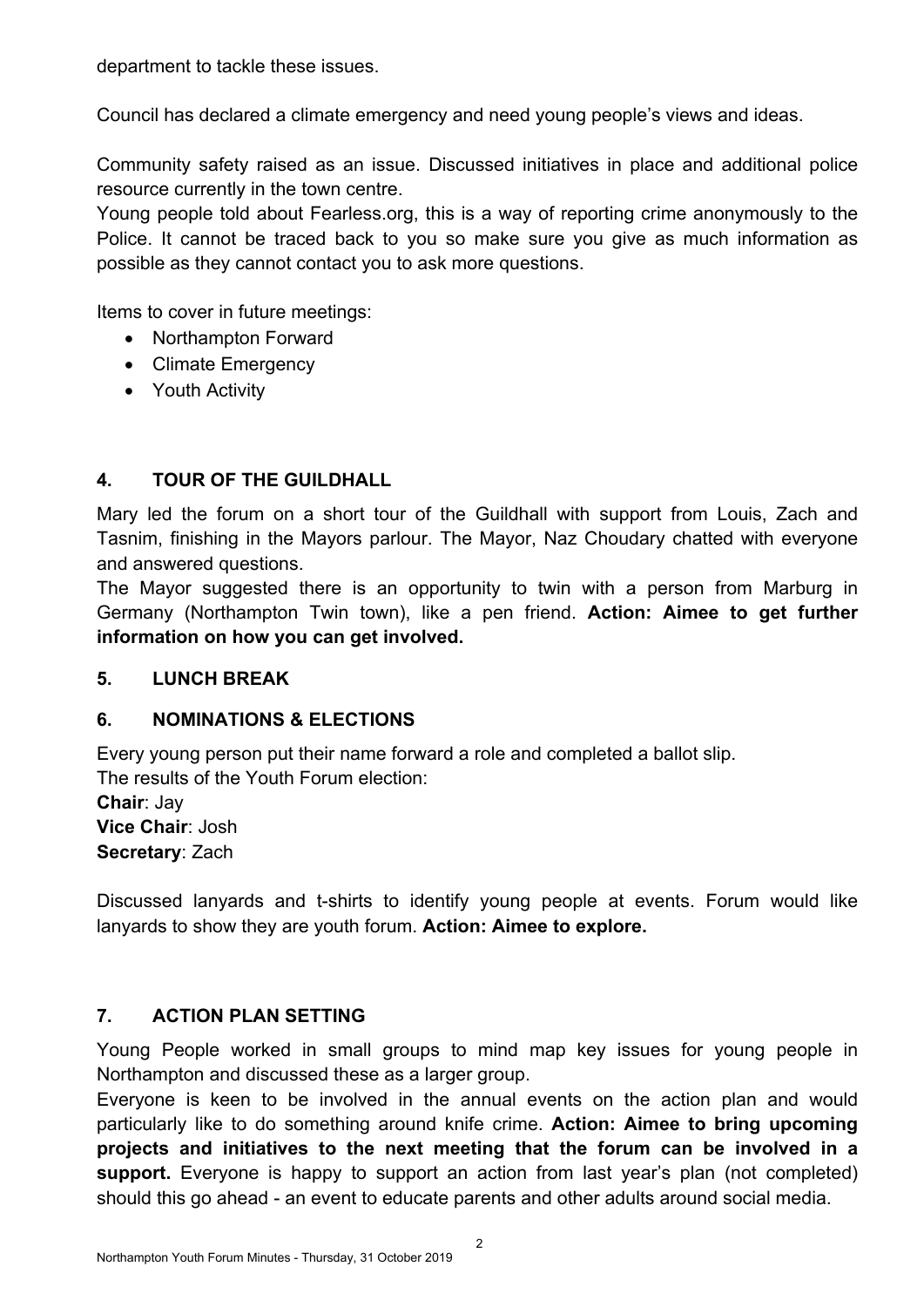department to tackle these issues.

Council has declared a climate emergency and need young people's views and ideas.

Community safety raised as an issue. Discussed initiatives in place and additional police resource currently in the town centre.
Young people told about Fearless.org, this is a way of reporting crime anonymously to the Police. It cannot be traced back to you so make sure you give as much information as possible as they cannot contact you to ask more questions.

Items to cover in future meetings:

- Northampton Forward
- Climate Emergency
- Youth Activity

## 4. TOUR OF THE GUILDHALL

Mary led the forum on a short tour of the Guildhall with support from Louis, Zach and Tasnim, finishing in the Mayors parlour. The Mayor, Naz Choudary chatted with everyone and answered questions.
The Mayor suggested there is an opportunity to twin with a person from Marburg in Germany (Northampton Twin town), like a pen friend. **Action: Aimee to get further information on how you can get involved.**

## 5. LUNCH BREAK

## 6. NOMINATIONS & ELECTIONS

Every young person put their name forward a role and completed a ballot slip.
The results of the Youth Forum election:
**Chair**: Jay
**Vice Chair**: Josh
**Secretary**: Zach

Discussed lanyards and t-shirts to identify young people at events. Forum would like lanyards to show they are youth forum. **Action: Aimee to explore.**

## 7. ACTION PLAN SETTING

Young People worked in small groups to mind map key issues for young people in Northampton and discussed these as a larger group.
Everyone is keen to be involved in the annual events on the action plan and would particularly like to do something around knife crime. **Action: Aimee to bring upcoming projects and initiatives to the next meeting that the forum can be involved in a support.** Everyone is happy to support an action from last year's plan (not completed) should this go ahead - an event to educate parents and other adults around social media.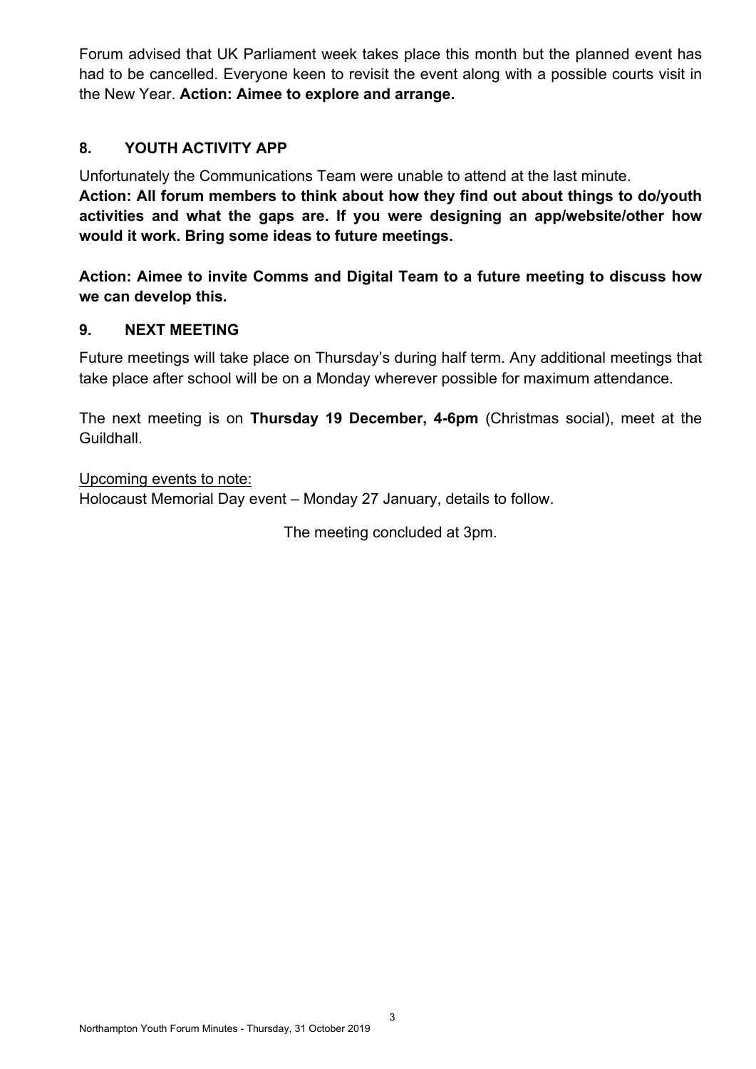Forum advised that UK Parliament week takes place this month but the planned event has had to be cancelled. Everyone keen to revisit the event along with a possible courts visit in the New Year. **Action: Aimee to explore and arrange.**

## 8. YOUTH ACTIVITY APP

Unfortunately the Communications Team were unable to attend at the last minute.
**Action: All forum members to think about how they find out about things to do/youth activities and what the gaps are. If you were designing an app/website/other how would it work. Bring some ideas to future meetings.**

**Action: Aimee to invite Comms and Digital Team to a future meeting to discuss how we can develop this.**

## 9. NEXT MEETING

Future meetings will take place on Thursday's during half term. Any additional meetings that take place after school will be on a Monday wherever possible for maximum attendance.

The next meeting is on **Thursday 19 December, 4-6pm** (Christmas social), meet at the Guildhall.

Upcoming events to note:
Holocaust Memorial Day event – Monday 27 January, details to follow.

The meeting concluded at 3pm.